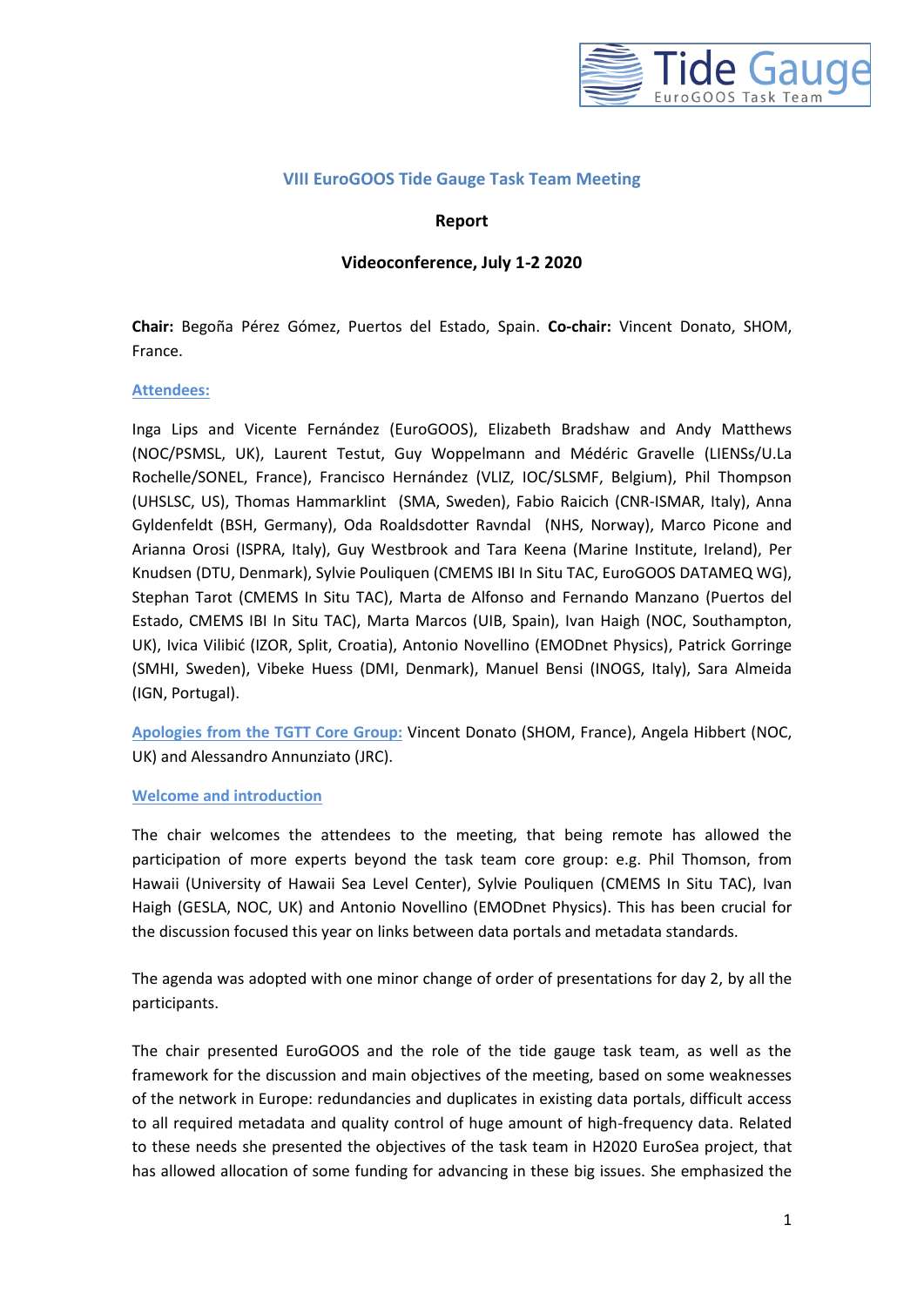## VIII EuroGOOS Tide Gauge Task Team Meeting

**Report**

**Videoconference, July 1-2 2020**

**Chair:** Begoña Pérez Gómez, Puertos del Estado, Spain. **Co-chair:** Vincent Donato, SHOM, France.

### Attendees:

Inga Lips and Vicente Fernández (EuroGOOS), Elizabeth Bradshaw and Andy Matthews (NOC/PSMSL, UK), Laurent Testut, Guy Woppelmann and Médéric Gravelle (LIENSs/U.La Rochelle/SONEL, France), Francisco Hernández (VLIZ, IOC/SLSMF, Belgium), Phil Thompson (UHSLSC, US), Thomas Hammarklint (SMA, Sweden), Fabio Raicich (CNR-ISMAR, Italy), Anna Gyldenfeldt (BSH, Germany), Oda Roaldsdotter Ravndal (NHS, Norway), Marco Picone and Arianna Orosi (ISPRA, Italy), Guy Westbrook and Tara Keena (Marine Institute, Ireland), Per Knudsen (DTU, Denmark), Sylvie Pouliquen (CMEMS IBI In Situ TAC, EuroGOOS DATAMEQ WG), Stephan Tarot (CMEMS In Situ TAC), Marta de Alfonso and Fernando Manzano (Puertos del Estado, CMEMS IBI In Situ TAC), Marta Marcos (UIB, Spain), Ivan Haigh (NOC, Southampton, UK), Ivica Vilibić (IZOR, Split, Croatia), Antonio Novellino (EMODnet Physics), Patrick Gorringe (SMHI, Sweden), Vibeke Huess (DMI, Denmark), Manuel Bensi (INOGS, Italy), Sara Almeida (IGN, Portugal).

**Apologies from the TGTT Core Group:** Vincent Donato (SHOM, France), Angela Hibbert (NOC, UK) and Alessandro Annunziato (JRC).

### Welcome and introduction

The chair welcomes the attendees to the meeting, that being remote has allowed the participation of more experts beyond the task team core group: e.g. Phil Thomson, from Hawaii (University of Hawaii Sea Level Center), Sylvie Pouliquen (CMEMS In Situ TAC), Ivan Haigh (GESLA, NOC, UK) and Antonio Novellino (EMODnet Physics). This has been crucial for the discussion focused this year on links between data portals and metadata standards.

The agenda was adopted with one minor change of order of presentations for day 2, by all the participants.

The chair presented EuroGOOS and the role of the tide gauge task team, as well as the framework for the discussion and main objectives of the meeting, based on some weaknesses of the network in Europe: redundancies and duplicates in existing data portals, difficult access to all required metadata and quality control of huge amount of high-frequency data. Related to these needs she presented the objectives of the task team in H2020 EuroSea project, that has allowed allocation of some funding for advancing in these big issues. She emphasized the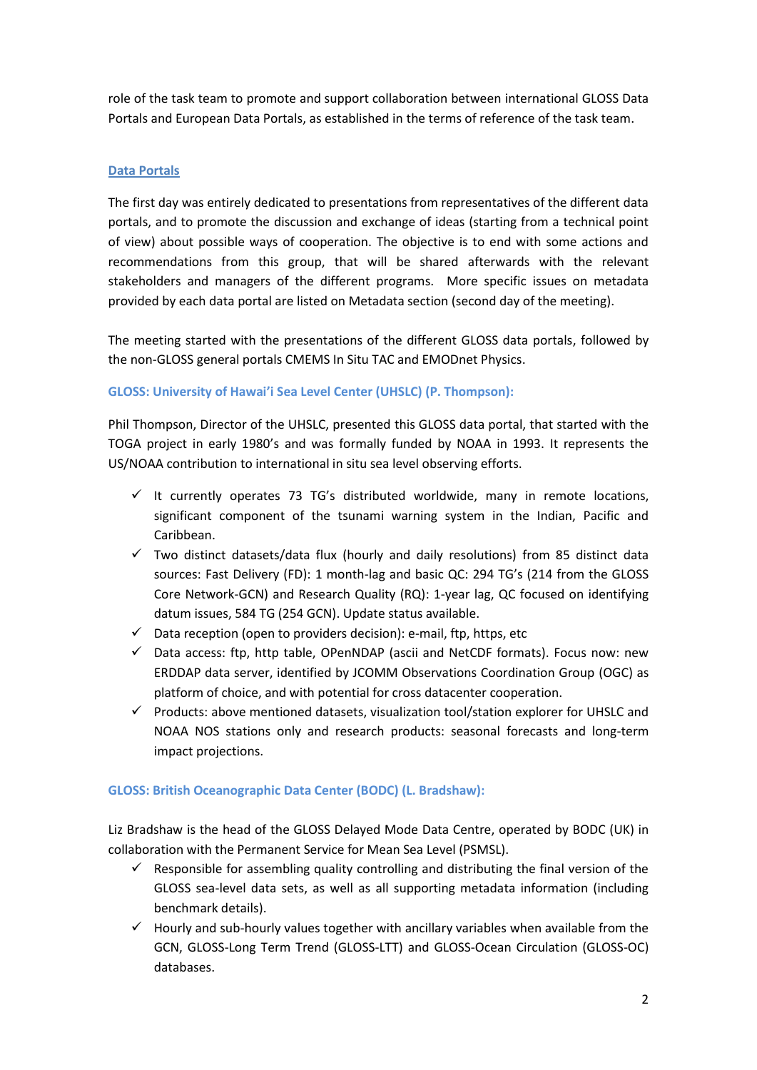role of the task team to promote and support collaboration between international GLOSS Data Portals and European Data Portals, as established in the terms of reference of the task team.

## Data Portals

The first day was entirely dedicated to presentations from representatives of the different data portals, and to promote the discussion and exchange of ideas (starting from a technical point of view) about possible ways of cooperation. The objective is to end with some actions and recommendations from this group, that will be shared afterwards with the relevant stakeholders and managers of the different programs. More specific issues on metadata provided by each data portal are listed on Metadata section (second day of the meeting).

The meeting started with the presentations of the different GLOSS data portals, followed by the non-GLOSS general portals CMEMS In Situ TAC and EMODnet Physics.

### GLOSS: University of Hawai'i Sea Level Center (UHSLC) (P. Thompson):

Phil Thompson, Director of the UHSLC, presented this GLOSS data portal, that started with the TOGA project in early 1980's and was formally funded by NOAA in 1993. It represents the US/NOAA contribution to international in situ sea level observing efforts.

- ✓ It currently operates 73 TG's distributed worldwide, many in remote locations, significant component of the tsunami warning system in the Indian, Pacific and Caribbean.
- ✓ Two distinct datasets/data flux (hourly and daily resolutions) from 85 distinct data sources: Fast Delivery (FD): 1 month-lag and basic QC: 294 TG's (214 from the GLOSS Core Network-GCN) and Research Quality (RQ): 1-year lag, QC focused on identifying datum issues, 584 TG (254 GCN). Update status available.
- ✓ Data reception (open to providers decision): e-mail, ftp, https, etc
- ✓ Data access: ftp, http table, OPenNDAP (ascii and NetCDF formats). Focus now: new ERDDAP data server, identified by JCOMM Observations Coordination Group (OGC) as platform of choice, and with potential for cross datacenter cooperation.
- ✓ Products: above mentioned datasets, visualization tool/station explorer for UHSLC and NOAA NOS stations only and research products: seasonal forecasts and long-term impact projections.

### GLOSS: British Oceanographic Data Center (BODC) (L. Bradshaw):

Liz Bradshaw is the head of the GLOSS Delayed Mode Data Centre, operated by BODC (UK) in collaboration with the Permanent Service for Mean Sea Level (PSMSL).

- ✓ Responsible for assembling quality controlling and distributing the final version of the GLOSS sea-level data sets, as well as all supporting metadata information (including benchmark details).
- ✓ Hourly and sub-hourly values together with ancillary variables when available from the GCN, GLOSS-Long Term Trend (GLOSS-LTT) and GLOSS-Ocean Circulation (GLOSS-OC) databases.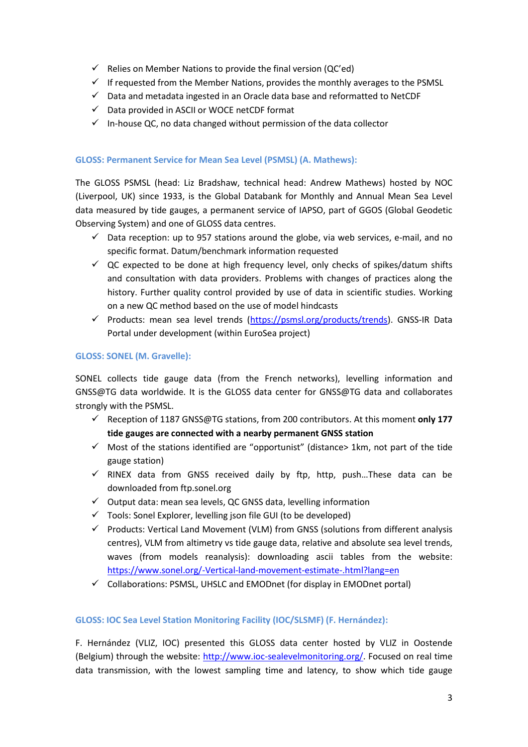- ✓ Relies on Member Nations to provide the final version (QC'ed)
- ✓ If requested from the Member Nations, provides the monthly averages to the PSMSL
- ✓ Data and metadata ingested in an Oracle data base and reformatted to NetCDF
- ✓ Data provided in ASCII or WOCE netCDF format
- ✓ In-house QC, no data changed without permission of the data collector

### GLOSS: Permanent Service for Mean Sea Level (PSMSL) (A. Mathews):

The GLOSS PSMSL (head: Liz Bradshaw, technical head: Andrew Mathews) hosted by NOC (Liverpool, UK) since 1933, is the Global Databank for Monthly and Annual Mean Sea Level data measured by tide gauges, a permanent service of IAPSO, part of GGOS (Global Geodetic Observing System) and one of GLOSS data centres.

- ✓ Data reception: up to 957 stations around the globe, via web services, e-mail, and no specific format. Datum/benchmark information requested
- ✓ QC expected to be done at high frequency level, only checks of spikes/datum shifts and consultation with data providers. Problems with changes of practices along the history. Further quality control provided by use of data in scientific studies. Working on a new QC method based on the use of model hindcasts
- ✓ Products: mean sea level trends (https://psmsl.org/products/trends). GNSS-IR Data Portal under development (within EuroSea project)

### GLOSS: SONEL (M. Gravelle):

SONEL collects tide gauge data (from the French networks), levelling information and GNSS@TG data worldwide. It is the GLOSS data center for GNSS@TG data and collaborates strongly with the PSMSL.

- ✓ Reception of 1187 GNSS@TG stations, from 200 contributors. At this moment **only 177 tide gauges are connected with a nearby permanent GNSS station**
- ✓ Most of the stations identified are "opportunist" (distance> 1km, not part of the tide gauge station)
- ✓ RINEX data from GNSS received daily by ftp, http, push…These data can be downloaded from ftp.sonel.org
- ✓ Output data: mean sea levels, QC GNSS data, levelling information
- ✓ Tools: Sonel Explorer, levelling json file GUI (to be developed)
- ✓ Products: Vertical Land Movement (VLM) from GNSS (solutions from different analysis centres), VLM from altimetry vs tide gauge data, relative and absolute sea level trends, waves (from models reanalysis): downloading ascii tables from the website: https://www.sonel.org/-Vertical-land-movement-estimate-.html?lang=en
- ✓ Collaborations: PSMSL, UHSLC and EMODnet (for display in EMODnet portal)

### GLOSS: IOC Sea Level Station Monitoring Facility (IOC/SLSMF) (F. Hernández):

F. Hernández (VLIZ, IOC) presented this GLOSS data center hosted by VLIZ in Oostende (Belgium) through the website: http://www.ioc-sealevelmonitoring.org/. Focused on real time data transmission, with the lowest sampling time and latency, to show which tide gauge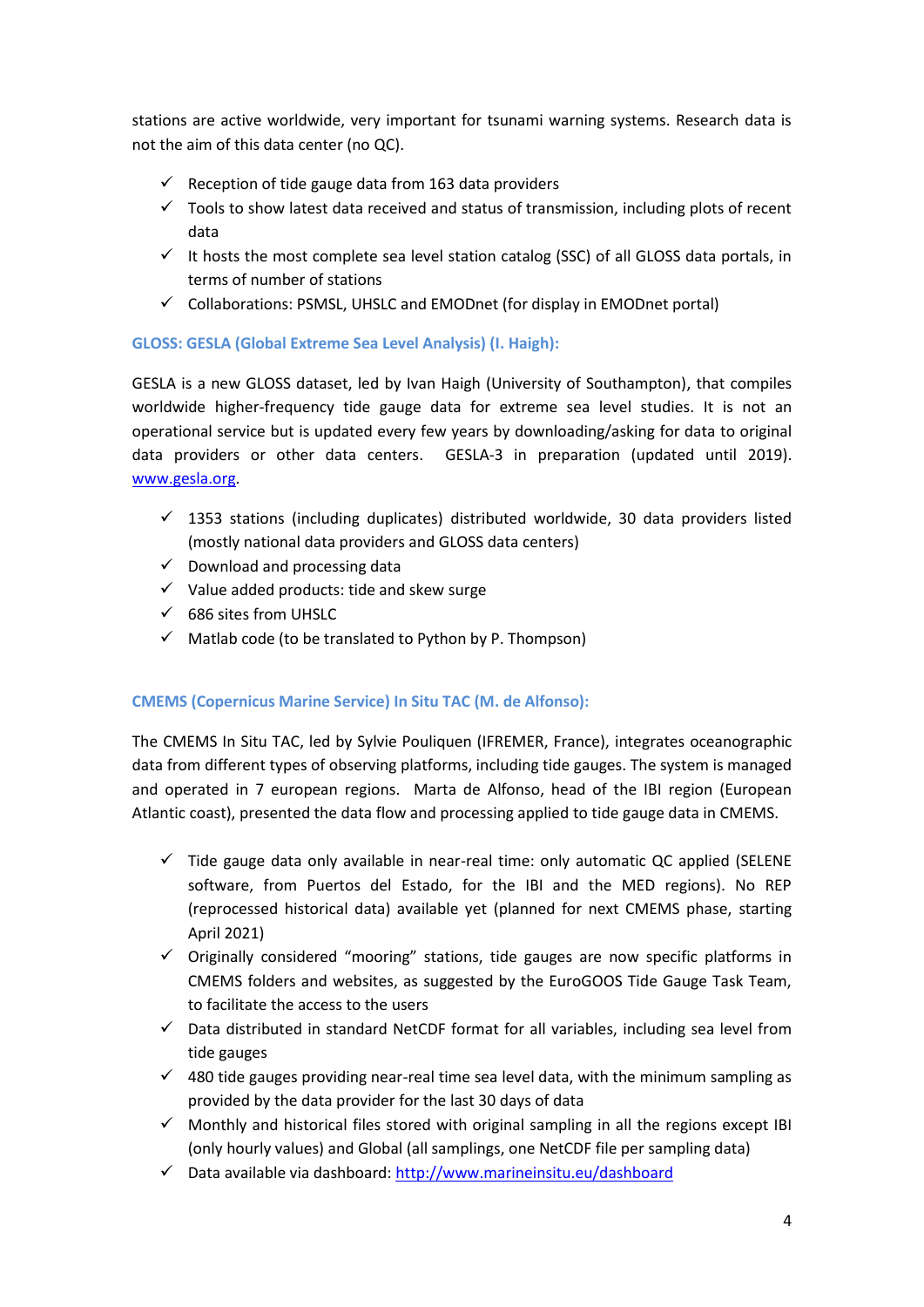stations are active worldwide, very important for tsunami warning systems. Research data is not the aim of this data center (no QC).

- ✓ Reception of tide gauge data from 163 data providers
- ✓ Tools to show latest data received and status of transmission, including plots of recent data
- ✓ It hosts the most complete sea level station catalog (SSC) of all GLOSS data portals, in terms of number of stations
- ✓ Collaborations: PSMSL, UHSLC and EMODnet (for display in EMODnet portal)

### GLOSS: GESLA (Global Extreme Sea Level Analysis) (I. Haigh):

GESLA is a new GLOSS dataset, led by Ivan Haigh (University of Southampton), that compiles worldwide higher-frequency tide gauge data for extreme sea level studies. It is not an operational service but is updated every few years by downloading/asking for data to original data providers or other data centers. GESLA-3 in preparation (updated until 2019). [www.gesla.org](www.gesla.org).

- ✓ 1353 stations (including duplicates) distributed worldwide, 30 data providers listed (mostly national data providers and GLOSS data centers)
- ✓ Download and processing data
- ✓ Value added products: tide and skew surge
- ✓ 686 sites from UHSLC
- ✓ Matlab code (to be translated to Python by P. Thompson)

### CMEMS (Copernicus Marine Service) In Situ TAC (M. de Alfonso):

The CMEMS In Situ TAC, led by Sylvie Pouliquen (IFREMER, France), integrates oceanographic data from different types of observing platforms, including tide gauges. The system is managed and operated in 7 european regions. Marta de Alfonso, head of the IBI region (European Atlantic coast), presented the data flow and processing applied to tide gauge data in CMEMS.

- ✓ Tide gauge data only available in near-real time: only automatic QC applied (SELENE software, from Puertos del Estado, for the IBI and the MED regions). No REP (reprocessed historical data) available yet (planned for next CMEMS phase, starting April 2021)
- ✓ Originally considered "mooring" stations, tide gauges are now specific platforms in CMEMS folders and websites, as suggested by the EuroGOOS Tide Gauge Task Team, to facilitate the access to the users
- ✓ Data distributed in standard NetCDF format for all variables, including sea level from tide gauges
- ✓ 480 tide gauges providing near-real time sea level data, with the minimum sampling as provided by the data provider for the last 30 days of data
- ✓ Monthly and historical files stored with original sampling in all the regions except IBI (only hourly values) and Global (all samplings, one NetCDF file per sampling data)
- ✓ Data available via dashboard: [http://www.marineinsitu.eu/dashboard](http://www.marineinsitu.eu/dashboard)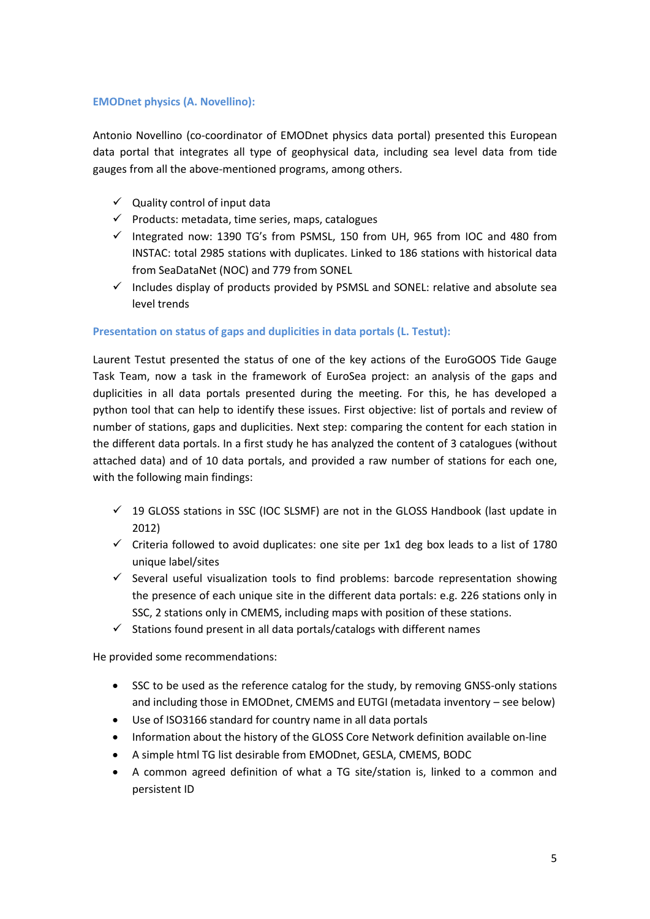### EMODnet physics (A. Novellino):

Antonio Novellino (co-coordinator of EMODnet physics data portal) presented this European data portal that integrates all type of geophysical data, including sea level data from tide gauges from all the above-mentioned programs, among others.

- ✓ Quality control of input data
- ✓ Products: metadata, time series, maps, catalogues
- ✓ Integrated now: 1390 TG's from PSMSL, 150 from UH, 965 from IOC and 480 from INSTAC: total 2985 stations with duplicates. Linked to 186 stations with historical data from SeaDataNet (NOC) and 779 from SONEL
- ✓ Includes display of products provided by PSMSL and SONEL: relative and absolute sea level trends

### Presentation on status of gaps and duplicities in data portals (L. Testut):

Laurent Testut presented the status of one of the key actions of the EuroGOOS Tide Gauge Task Team, now a task in the framework of EuroSea project: an analysis of the gaps and duplicities in all data portals presented during the meeting. For this, he has developed a python tool that can help to identify these issues. First objective: list of portals and review of number of stations, gaps and duplicities. Next step: comparing the content for each station in the different data portals. In a first study he has analyzed the content of 3 catalogues (without attached data) and of 10 data portals, and provided a raw number of stations for each one, with the following main findings:

- ✓ 19 GLOSS stations in SSC (IOC SLSMF) are not in the GLOSS Handbook (last update in 2012)
- ✓ Criteria followed to avoid duplicates: one site per 1x1 deg box leads to a list of 1780 unique label/sites
- ✓ Several useful visualization tools to find problems: barcode representation showing the presence of each unique site in the different data portals: e.g. 226 stations only in SSC, 2 stations only in CMEMS, including maps with position of these stations.
- ✓ Stations found present in all data portals/catalogs with different names

He provided some recommendations:

- SSC to be used as the reference catalog for the study, by removing GNSS-only stations and including those in EMODnet, CMEMS and EUTGI (metadata inventory – see below)
- Use of ISO3166 standard for country name in all data portals
- Information about the history of the GLOSS Core Network definition available on-line
- A simple html TG list desirable from EMODnet, GESLA, CMEMS, BODC
- A common agreed definition of what a TG site/station is, linked to a common and persistent ID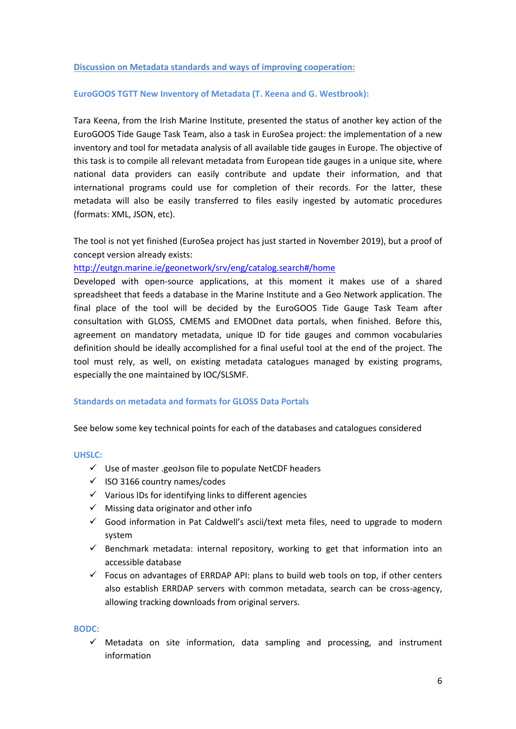## Discussion on Metadata standards and ways of improving cooperation:

### EuroGOOS TGTT New Inventory of Metadata (T. Keena and G. Westbrook):

Tara Keena, from the Irish Marine Institute, presented the status of another key action of the EuroGOOS Tide Gauge Task Team, also a task in EuroSea project: the implementation of a new inventory and tool for metadata analysis of all available tide gauges in Europe. The objective of this task is to compile all relevant metadata from European tide gauges in a unique site, where national data providers can easily contribute and update their information, and that international programs could use for completion of their records. For the latter, these metadata will also be easily transferred to files easily ingested by automatic procedures (formats: XML, JSON, etc).

The tool is not yet finished (EuroSea project has just started in November 2019), but a proof of concept version already exists:
http://eutgn.marine.ie/geonetwork/srv/eng/catalog.search#/home
Developed with open-source applications, at this moment it makes use of a shared spreadsheet that feeds a database in the Marine Institute and a Geo Network application. The final place of the tool will be decided by the EuroGOOS Tide Gauge Task Team after consultation with GLOSS, CMEMS and EMODnet data portals, when finished. Before this, agreement on mandatory metadata, unique ID for tide gauges and common vocabularies definition should be ideally accomplished for a final useful tool at the end of the project. The tool must rely, as well, on existing metadata catalogues managed by existing programs, especially the one maintained by IOC/SLSMF.

### Standards on metadata and formats for GLOSS Data Portals

See below some key technical points for each of the databases and catalogues considered

#### UHSLC:

- ✓ Use of master .geoJson file to populate NetCDF headers
- ✓ ISO 3166 country names/codes
- ✓ Various IDs for identifying links to different agencies
- ✓ Missing data originator and other info
- ✓ Good information in Pat Caldwell's ascii/text meta files, need to upgrade to modern system
- ✓ Benchmark metadata: internal repository, working to get that information into an accessible database
- ✓ Focus on advantages of ERRDAP API: plans to build web tools on top, if other centers also establish ERRDAP servers with common metadata, search can be cross-agency, allowing tracking downloads from original servers.

#### BODC:

- ✓ Metadata on site information, data sampling and processing, and instrument information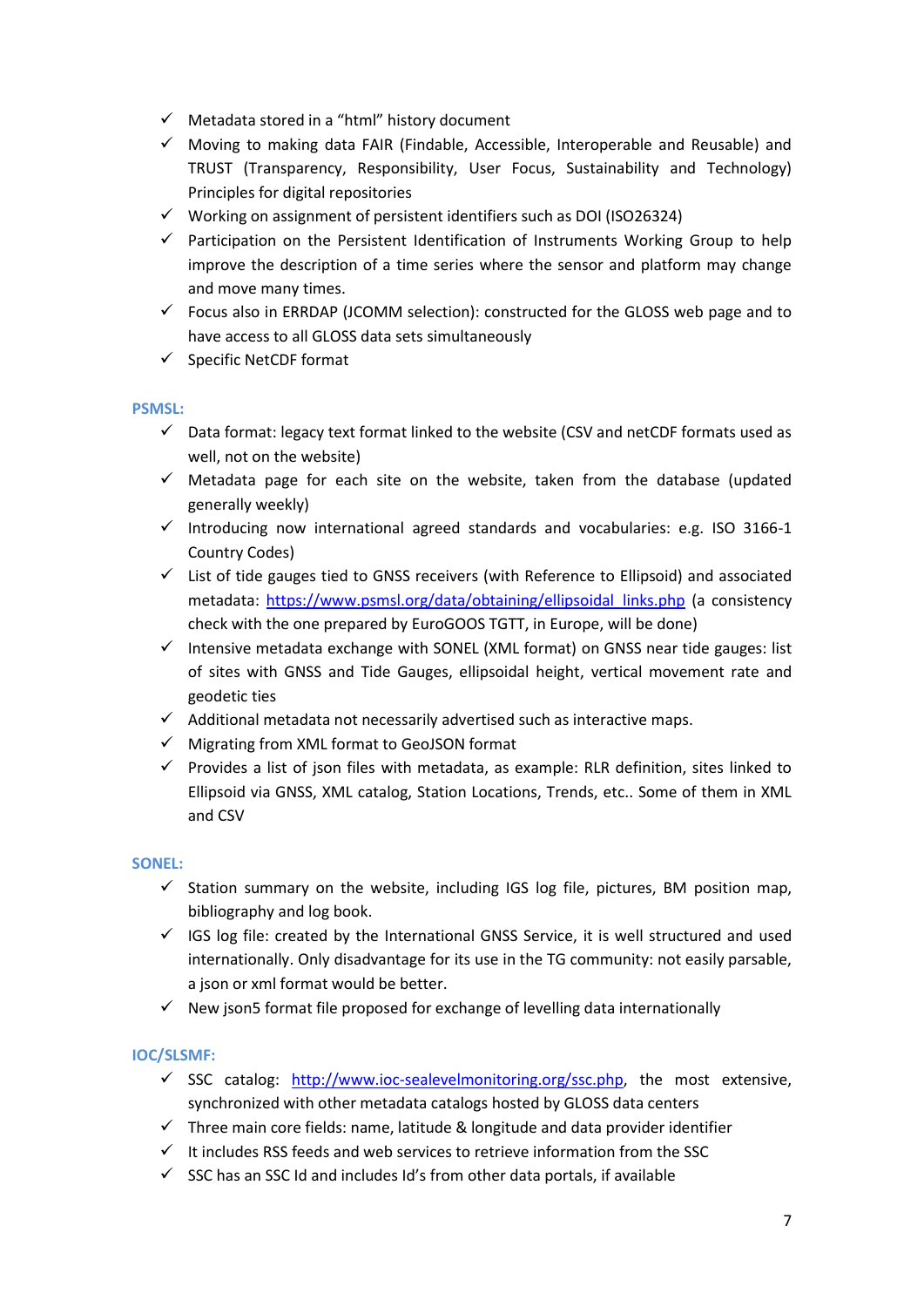- ✓ Metadata stored in a "html" history document
- ✓ Moving to making data FAIR (Findable, Accessible, Interoperable and Reusable) and TRUST (Transparency, Responsibility, User Focus, Sustainability and Technology) Principles for digital repositories
- ✓ Working on assignment of persistent identifiers such as DOI (ISO26324)
- ✓ Participation on the Persistent Identification of Instruments Working Group to help improve the description of a time series where the sensor and platform may change and move many times.
- ✓ Focus also in ERRDAP (JCOMM selection): constructed for the GLOSS web page and to have access to all GLOSS data sets simultaneously
- ✓ Specific NetCDF format

**PSMSL:**

- ✓ Data format: legacy text format linked to the website (CSV and netCDF formats used as well, not on the website)
- ✓ Metadata page for each site on the website, taken from the database (updated generally weekly)
- ✓ Introducing now international agreed standards and vocabularies: e.g. ISO 3166-1 Country Codes)
- ✓ List of tide gauges tied to GNSS receivers (with Reference to Ellipsoid) and associated metadata: [https://www.psmsl.org/data/obtaining/ellipsoidal_links.php](https://www.psmsl.org/data/obtaining/ellipsoidal_links.php) (a consistency check with the one prepared by EuroGOOS TGTT, in Europe, will be done)
- ✓ Intensive metadata exchange with SONEL (XML format) on GNSS near tide gauges: list of sites with GNSS and Tide Gauges, ellipsoidal height, vertical movement rate and geodetic ties
- ✓ Additional metadata not necessarily advertised such as interactive maps.
- ✓ Migrating from XML format to GeoJSON format
- ✓ Provides a list of json files with metadata, as example: RLR definition, sites linked to Ellipsoid via GNSS, XML catalog, Station Locations, Trends, etc.. Some of them in XML and CSV

**SONEL:**

- ✓ Station summary on the website, including IGS log file, pictures, BM position map, bibliography and log book.
- ✓ IGS log file: created by the International GNSS Service, it is well structured and used internationally. Only disadvantage for its use in the TG community: not easily parsable, a json or xml format would be better.
- ✓ New json5 format file proposed for exchange of levelling data internationally

**IOC/SLSMF:**

- ✓ SSC catalog: [http://www.ioc-sealevelmonitoring.org/ssc.php](http://www.ioc-sealevelmonitoring.org/ssc.php), the most extensive, synchronized with other metadata catalogs hosted by GLOSS data centers
- ✓ Three main core fields: name, latitude & longitude and data provider identifier
- ✓ It includes RSS feeds and web services to retrieve information from the SSC
- ✓ SSC has an SSC Id and includes Id's from other data portals, if available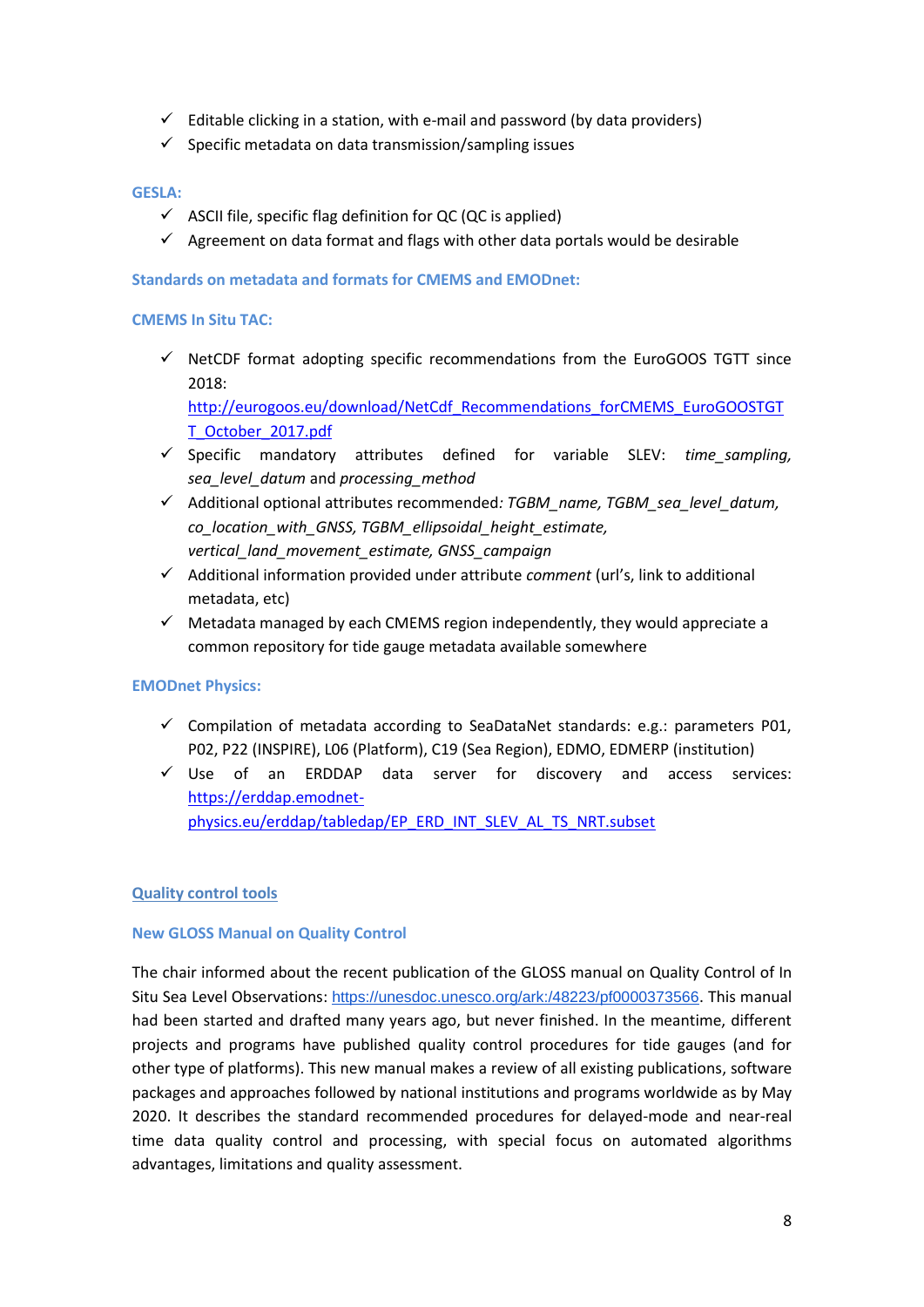- ✓ Editable clicking in a station, with e-mail and password (by data providers)
- ✓ Specific metadata on data transmission/sampling issues

**GESLA:**

- ✓ ASCII file, specific flag definition for QC (QC is applied)
- ✓ Agreement on data format and flags with other data portals would be desirable

**Standards on metadata and formats for CMEMS and EMODnet:**

**CMEMS In Situ TAC:**

- ✓ NetCDF format adopting specific recommendations from the EuroGOOS TGTT since 2018: http://eurogoos.eu/download/NetCdf_Recommendations_forCMEMS_EuroGOOSTGTT_October_2017.pdf
- ✓ Specific mandatory attributes defined for variable SLEV: *time_sampling, sea_level_datum* and *processing_method*
- ✓ Additional optional attributes recommended*: TGBM_name, TGBM_sea_level_datum, co_location_with_GNSS, TGBM_ellipsoidal_height_estimate, vertical_land_movement_estimate, GNSS_campaign*
- ✓ Additional information provided under attribute *comment* (url's, link to additional metadata, etc)
- ✓ Metadata managed by each CMEMS region independently, they would appreciate a common repository for tide gauge metadata available somewhere

**EMODnet Physics:**

- ✓ Compilation of metadata according to SeaDataNet standards: e.g.: parameters P01, P02, P22 (INSPIRE), L06 (Platform), C19 (Sea Region), EDMO, EDMERP (institution)
- ✓ Use of an ERDDAP data server for discovery and access services: https://erddap.emodnet-physics.eu/erddap/tabledap/EP_ERD_INT_SLEV_AL_TS_NRT.subset

## Quality control tools

### New GLOSS Manual on Quality Control

The chair informed about the recent publication of the GLOSS manual on Quality Control of In Situ Sea Level Observations: https://unesdoc.unesco.org/ark:/48223/pf0000373566. This manual had been started and drafted many years ago, but never finished. In the meantime, different projects and programs have published quality control procedures for tide gauges (and for other type of platforms). This new manual makes a review of all existing publications, software packages and approaches followed by national institutions and programs worldwide as by May 2020. It describes the standard recommended procedures for delayed-mode and near-real time data quality control and processing, with special focus on automated algorithms advantages, limitations and quality assessment.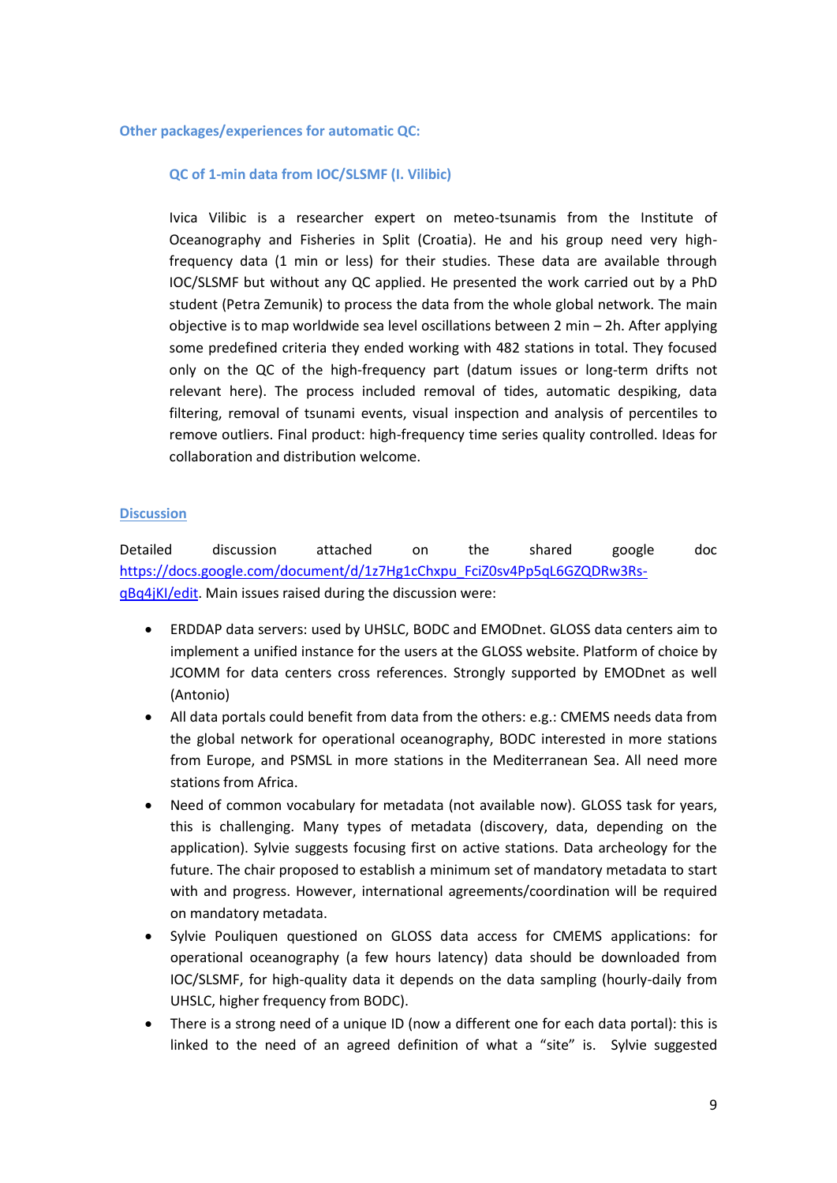### Other packages/experiences for automatic QC:

#### QC of 1-min data from IOC/SLSMF (I. Vilibic)

Ivica Vilibic is a researcher expert on meteo-tsunamis from the Institute of Oceanography and Fisheries in Split (Croatia). He and his group need very high-frequency data (1 min or less) for their studies. These data are available through IOC/SLSMF but without any QC applied. He presented the work carried out by a PhD student (Petra Zemunik) to process the data from the whole global network. The main objective is to map worldwide sea level oscillations between 2 min – 2h. After applying some predefined criteria they ended working with 482 stations in total. They focused only on the QC of the high-frequency part (datum issues or long-term drifts not relevant here). The process included removal of tides, automatic despiking, data filtering, removal of tsunami events, visual inspection and analysis of percentiles to remove outliers. Final product: high-frequency time series quality controlled. Ideas for collaboration and distribution welcome.

### Discussion

Detailed discussion attached on the shared google doc [https://docs.google.com/document/d/1z7Hg1cChxpu_FciZ0sv4Pp5qL6GZQDRw3Rs-qBq4jKI/edit](https://docs.google.com/document/d/1z7Hg1cChxpu_FciZ0sv4Pp5qL6GZQDRw3Rs-qBq4jKI/edit). Main issues raised during the discussion were:

- ERDDAP data servers: used by UHSLC, BODC and EMODnet. GLOSS data centers aim to implement a unified instance for the users at the GLOSS website. Platform of choice by JCOMM for data centers cross references. Strongly supported by EMODnet as well (Antonio)
- All data portals could benefit from data from the others: e.g.: CMEMS needs data from the global network for operational oceanography, BODC interested in more stations from Europe, and PSMSL in more stations in the Mediterranean Sea. All need more stations from Africa.
- Need of common vocabulary for metadata (not available now). GLOSS task for years, this is challenging. Many types of metadata (discovery, data, depending on the application). Sylvie suggests focusing first on active stations. Data archeology for the future. The chair proposed to establish a minimum set of mandatory metadata to start with and progress. However, international agreements/coordination will be required on mandatory metadata.
- Sylvie Pouliquen questioned on GLOSS data access for CMEMS applications: for operational oceanography (a few hours latency) data should be downloaded from IOC/SLSMF, for high-quality data it depends on the data sampling (hourly-daily from UHSLC, higher frequency from BODC).
- There is a strong need of a unique ID (now a different one for each data portal): this is linked to the need of an agreed definition of what a "site" is. Sylvie suggested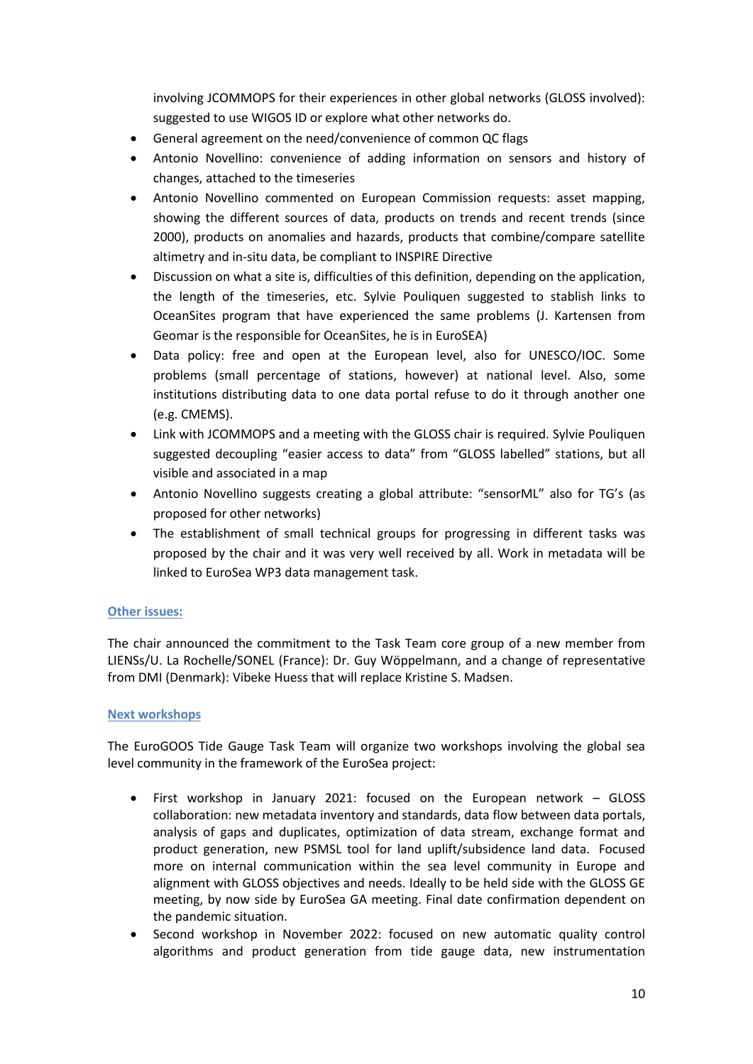involving JCOMMOPS for their experiences in other global networks (GLOSS involved): suggested to use WIGOS ID or explore what other networks do.

- General agreement on the need/convenience of common QC flags
- Antonio Novellino: convenience of adding information on sensors and history of changes, attached to the timeseries
- Antonio Novellino commented on European Commission requests: asset mapping, showing the different sources of data, products on trends and recent trends (since 2000), products on anomalies and hazards, products that combine/compare satellite altimetry and in-situ data, be compliant to INSPIRE Directive
- Discussion on what a site is, difficulties of this definition, depending on the application, the length of the timeseries, etc. Sylvie Pouliquen suggested to stablish links to OceanSites program that have experienced the same problems (J. Kartensen from Geomar is the responsible for OceanSites, he is in EuroSEA)
- Data policy: free and open at the European level, also for UNESCO/IOC. Some problems (small percentage of stations, however) at national level. Also, some institutions distributing data to one data portal refuse to do it through another one (e.g. CMEMS).
- Link with JCOMMOPS and a meeting with the GLOSS chair is required. Sylvie Pouliquen suggested decoupling "easier access to data" from "GLOSS labelled" stations, but all visible and associated in a map
- Antonio Novellino suggests creating a global attribute: "sensorML" also for TG's (as proposed for other networks)
- The establishment of small technical groups for progressing in different tasks was proposed by the chair and it was very well received by all. Work in metadata will be linked to EuroSea WP3 data management task.

## Other issues:

The chair announced the commitment to the Task Team core group of a new member from LIENSs/U. La Rochelle/SONEL (France): Dr. Guy Wöppelmann, and a change of representative from DMI (Denmark): Vibeke Huess that will replace Kristine S. Madsen.

## Next workshops

The EuroGOOS Tide Gauge Task Team will organize two workshops involving the global sea level community in the framework of the EuroSea project:

- First workshop in January 2021: focused on the European network – GLOSS collaboration: new metadata inventory and standards, data flow between data portals, analysis of gaps and duplicates, optimization of data stream, exchange format and product generation, new PSMSL tool for land uplift/subsidence land data. Focused more on internal communication within the sea level community in Europe and alignment with GLOSS objectives and needs. Ideally to be held side with the GLOSS GE meeting, by now side by EuroSea GA meeting. Final date confirmation dependent on the pandemic situation.
- Second workshop in November 2022: focused on new automatic quality control algorithms and product generation from tide gauge data, new instrumentation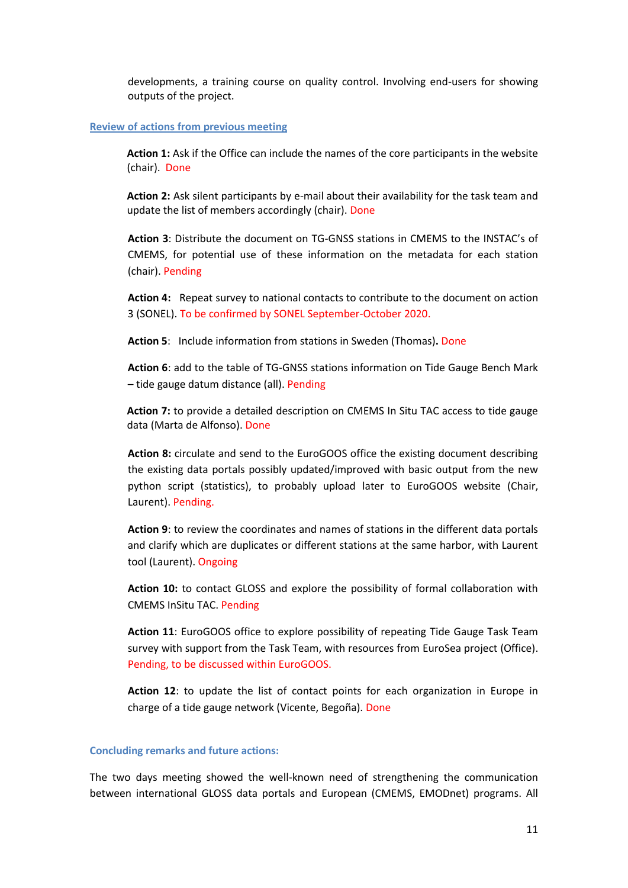developments, a training course on quality control. Involving end-users for showing outputs of the project.

## Review of actions from previous meeting

**Action 1:** Ask if the Office can include the names of the core participants in the website (chair). Done

**Action 2:** Ask silent participants by e-mail about their availability for the task team and update the list of members accordingly (chair). Done

**Action 3**: Distribute the document on TG-GNSS stations in CMEMS to the INSTAC's of CMEMS, for potential use of these information on the metadata for each station (chair). Pending

**Action 4:** Repeat survey to national contacts to contribute to the document on action 3 (SONEL). To be confirmed by SONEL September-October 2020.

**Action 5**: Include information from stations in Sweden (Thomas)**.** Done

**Action 6**: add to the table of TG-GNSS stations information on Tide Gauge Bench Mark – tide gauge datum distance (all). Pending

**Action 7:** to provide a detailed description on CMEMS In Situ TAC access to tide gauge data (Marta de Alfonso). Done

**Action 8:** circulate and send to the EuroGOOS office the existing document describing the existing data portals possibly updated/improved with basic output from the new python script (statistics), to probably upload later to EuroGOOS website (Chair, Laurent). Pending.

**Action 9**: to review the coordinates and names of stations in the different data portals and clarify which are duplicates or different stations at the same harbor, with Laurent tool (Laurent). Ongoing

**Action 10:** to contact GLOSS and explore the possibility of formal collaboration with CMEMS InSitu TAC. Pending

**Action 11**: EuroGOOS office to explore possibility of repeating Tide Gauge Task Team survey with support from the Task Team, with resources from EuroSea project (Office). Pending, to be discussed within EuroGOOS.

**Action 12**: to update the list of contact points for each organization in Europe in charge of a tide gauge network (Vicente, Begoña). Done

## Concluding remarks and future actions:

The two days meeting showed the well-known need of strengthening the communication between international GLOSS data portals and European (CMEMS, EMODnet) programs. All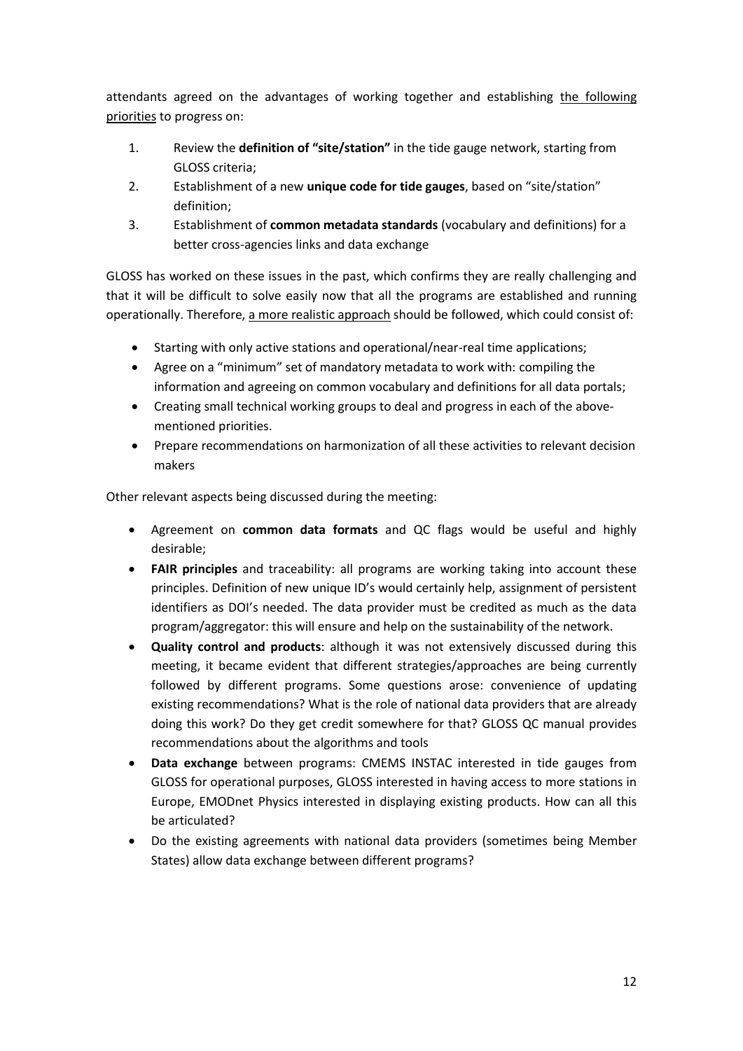attendants agreed on the advantages of working together and establishing <u>the following priorities</u> to progress on:

1. Review the **definition of "site/station"** in the tide gauge network, starting from GLOSS criteria;
2. Establishment of a new **unique code for tide gauges**, based on "site/station" definition;
3. Establishment of **common metadata standards** (vocabulary and definitions) for a better cross-agencies links and data exchange

GLOSS has worked on these issues in the past, which confirms they are really challenging and that it will be difficult to solve easily now that all the programs are established and running operationally. Therefore, <u>a more realistic approach</u> should be followed, which could consist of:

- Starting with only active stations and operational/near-real time applications;
- Agree on a "minimum" set of mandatory metadata to work with: compiling the information and agreeing on common vocabulary and definitions for all data portals;
- Creating small technical working groups to deal and progress in each of the above-mentioned priorities.
- Prepare recommendations on harmonization of all these activities to relevant decision makers

Other relevant aspects being discussed during the meeting:

- Agreement on **common data formats** and QC flags would be useful and highly desirable;
- **FAIR principles** and traceability: all programs are working taking into account these principles. Definition of new unique ID's would certainly help, assignment of persistent identifiers as DOI's needed. The data provider must be credited as much as the data program/aggregator: this will ensure and help on the sustainability of the network.
- **Quality control and products**: although it was not extensively discussed during this meeting, it became evident that different strategies/approaches are being currently followed by different programs. Some questions arose: convenience of updating existing recommendations? What is the role of national data providers that are already doing this work? Do they get credit somewhere for that? GLOSS QC manual provides recommendations about the algorithms and tools
- **Data exchange** between programs: CMEMS INSTAC interested in tide gauges from GLOSS for operational purposes, GLOSS interested in having access to more stations in Europe, EMODnet Physics interested in displaying existing products. How can all this be articulated?
- Do the existing agreements with national data providers (sometimes being Member States) allow data exchange between different programs?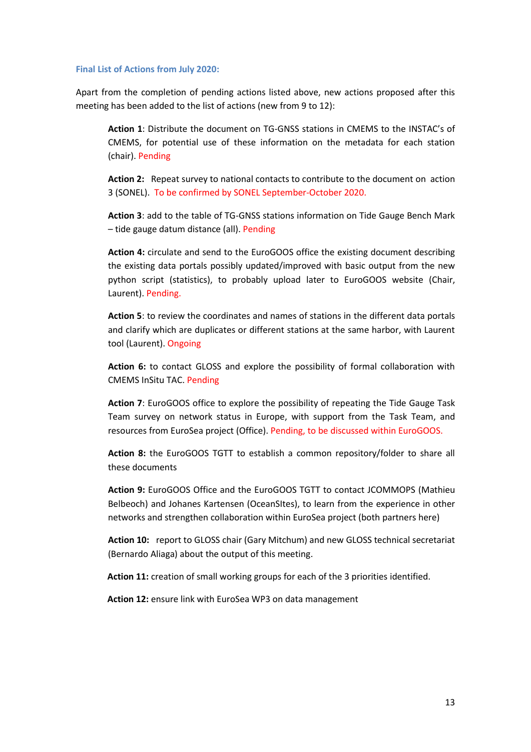### Final List of Actions from July 2020:

Apart from the completion of pending actions listed above, new actions proposed after this meeting has been added to the list of actions (new from 9 to 12):

**Action 1**: Distribute the document on TG-GNSS stations in CMEMS to the INSTAC's of CMEMS, for potential use of these information on the metadata for each station (chair). Pending

**Action 2:** Repeat survey to national contacts to contribute to the document on action 3 (SONEL). To be confirmed by SONEL September-October 2020.

**Action 3**: add to the table of TG-GNSS stations information on Tide Gauge Bench Mark – tide gauge datum distance (all). Pending

**Action 4:** circulate and send to the EuroGOOS office the existing document describing the existing data portals possibly updated/improved with basic output from the new python script (statistics), to probably upload later to EuroGOOS website (Chair, Laurent). Pending.

**Action 5**: to review the coordinates and names of stations in the different data portals and clarify which are duplicates or different stations at the same harbor, with Laurent tool (Laurent). Ongoing

**Action 6:** to contact GLOSS and explore the possibility of formal collaboration with CMEMS InSitu TAC. Pending

**Action 7**: EuroGOOS office to explore the possibility of repeating the Tide Gauge Task Team survey on network status in Europe, with support from the Task Team, and resources from EuroSea project (Office). Pending, to be discussed within EuroGOOS.

**Action 8:** the EuroGOOS TGTT to establish a common repository/folder to share all these documents

**Action 9:** EuroGOOS Office and the EuroGOOS TGTT to contact JCOMMOPS (Mathieu Belbeoch) and Johanes Kartensen (OceanSItes), to learn from the experience in other networks and strengthen collaboration within EuroSea project (both partners here)

**Action 10:** report to GLOSS chair (Gary Mitchum) and new GLOSS technical secretariat (Bernardo Aliaga) about the output of this meeting.

**Action 11:** creation of small working groups for each of the 3 priorities identified.

**Action 12:** ensure link with EuroSea WP3 on data management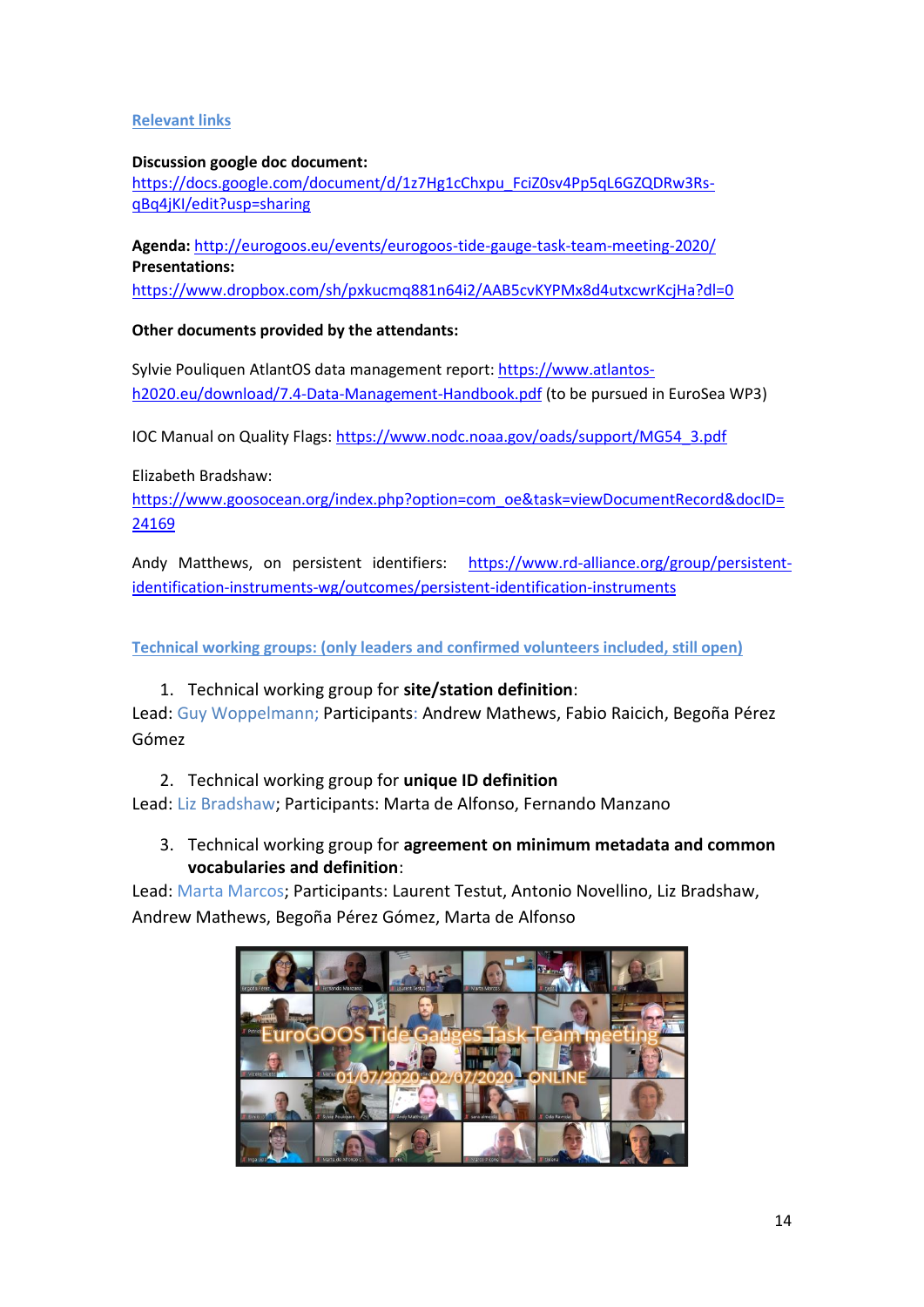## Relevant links

**Discussion google doc document:**
https://docs.google.com/document/d/1z7Hg1cChxpu_FciZ0sv4Pp5qL6GZQDRw3Rs-qBq4jKI/edit?usp=sharing

**Agenda:** http://eurogoos.eu/events/eurogoos-tide-gauge-task-team-meeting-2020/
**Presentations:**
https://www.dropbox.com/sh/pxkucmq881n64i2/AAB5cvKYPMx8d4utxcwrKcjHa?dl=0

**Other documents provided by the attendants:**

Sylvie Pouliquen AtlantOS data management report: https://www.atlantos-h2020.eu/download/7.4-Data-Management-Handbook.pdf (to be pursued in EuroSea WP3)

IOC Manual on Quality Flags: https://www.nodc.noaa.gov/oads/support/MG54_3.pdf

Elizabeth Bradshaw:
https://www.goosocean.org/index.php?option=com_oe&task=viewDocumentRecord&docID=24169

Andy Matthews, on persistent identifiers: https://www.rd-alliance.org/group/persistent-identification-instruments-wg/outcomes/persistent-identification-instruments

## Technical working groups: (only leaders and confirmed volunteers included, still open)

1. Technical working group for **site/station definition**:

Lead: Guy Woppelmann; Participants: Andrew Mathews, Fabio Raicich, Begoña Pérez Gómez

2. Technical working group for **unique ID definition**

Lead: Liz Bradshaw; Participants: Marta de Alfonso, Fernando Manzano

3. Technical working group for **agreement on minimum metadata and common vocabularies and definition**:

Lead: Marta Marcos; Participants: Laurent Testut, Antonio Novellino, Liz Bradshaw, Andrew Mathews, Begoña Pérez Gómez, Marta de Alfonso

EuroGOOS Tide Gauges Task Team meeting
01/07/2020 - 02/07/2020 ONLINE